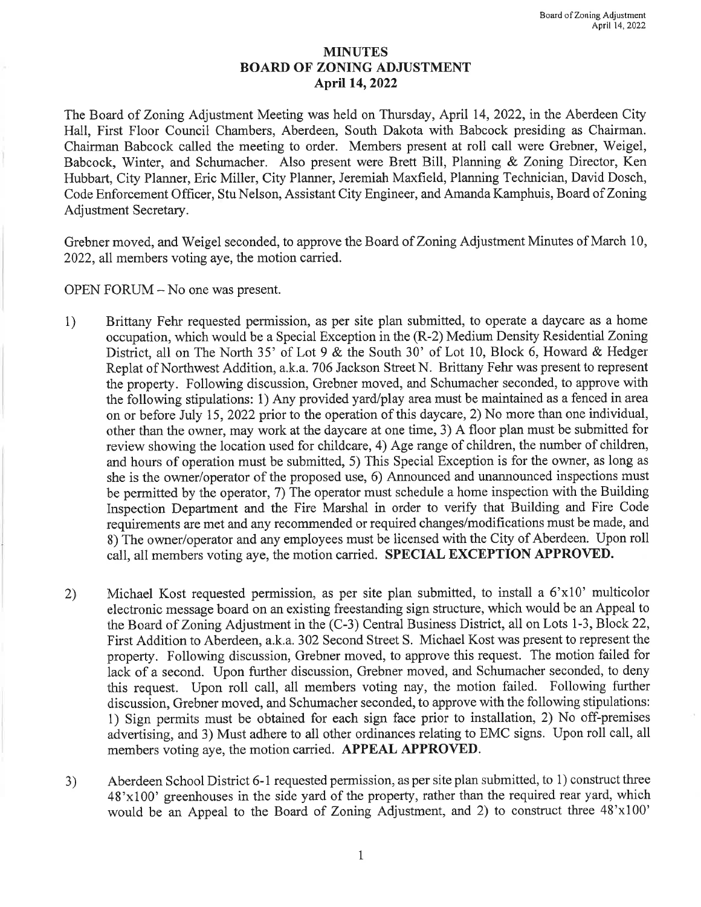# MINUTES
# BOARD OF ZONING ADJUSTMENT
## April 14, 2022

The Board of Zoning Adjustment Meeting was held on Thursday, April 14, 2022, in the Aberdeen City Hall, First Floor Council Chambers, Aberdeen, South Dakota with Babcock presiding as Chairman. Chairman Babcock called the meeting to order. Members present at roll call were Grebner, Weigel, Babcock, Winter, and Schumacher. Also present were Brett Bill, Planning & Zoning Director, Ken Hubbart, City Planner, Eric Miller, City Planner, Jeremiah Maxfield, Planning Technician, David Dosch, Code Enforcement Officer, Stu Nelson, Assistant City Engineer, and Amanda Kamphuis, Board of Zoning Adjustment Secretary.

Grebner moved, and Weigel seconded, to approve the Board of Zoning Adjustment Minutes of March 10, 2022, all members voting aye, the motion carried.

OPEN FORUM – No one was present.

1) Brittany Fehr requested permission, as per site plan submitted, to operate a daycare as a home occupation, which would be a Special Exception in the (R-2) Medium Density Residential Zoning District, all on The North 35' of Lot 9 & the South 30' of Lot 10, Block 6, Howard & Hedger Replat of Northwest Addition, a.k.a. 706 Jackson Street N. Brittany Fehr was present to represent the property. Following discussion, Grebner moved, and Schumacher seconded, to approve with the following stipulations: 1) Any provided yard/play area must be maintained as a fenced in area on or before July 15, 2022 prior to the operation of this daycare, 2) No more than one individual, other than the owner, may work at the daycare at one time, 3) A floor plan must be submitted for review showing the location used for childcare, 4) Age range of children, the number of children, and hours of operation must be submitted, 5) This Special Exception is for the owner, as long as she is the owner/operator of the proposed use, 6) Announced and unannounced inspections must be permitted by the operator, 7) The operator must schedule a home inspection with the Building Inspection Department and the Fire Marshal in order to verify that Building and Fire Code requirements are met and any recommended or required changes/modifications must be made, and 8) The owner/operator and any employees must be licensed with the City of Aberdeen. Upon roll call, all members voting aye, the motion carried. **SPECIAL EXCEPTION APPROVED.**

2) Michael Kost requested permission, as per site plan submitted, to install a 6'x10' multicolor electronic message board on an existing freestanding sign structure, which would be an Appeal to the Board of Zoning Adjustment in the (C-3) Central Business District, all on Lots 1-3, Block 22, First Addition to Aberdeen, a.k.a. 302 Second Street S. Michael Kost was present to represent the property. Following discussion, Grebner moved, to approve this request. The motion failed for lack of a second. Upon further discussion, Grebner moved, and Schumacher seconded, to deny this request. Upon roll call, all members voting nay, the motion failed. Following further discussion, Grebner moved, and Schumacher seconded, to approve with the following stipulations: 1) Sign permits must be obtained for each sign face prior to installation, 2) No off-premises advertising, and 3) Must adhere to all other ordinances relating to EMC signs. Upon roll call, all members voting aye, the motion carried. **APPEAL APPROVED.**

3) Aberdeen School District 6-1 requested permission, as per site plan submitted, to 1) construct three 48'x100' greenhouses in the side yard of the property, rather than the required rear yard, which would be an Appeal to the Board of Zoning Adjustment, and 2) to construct three 48'x100'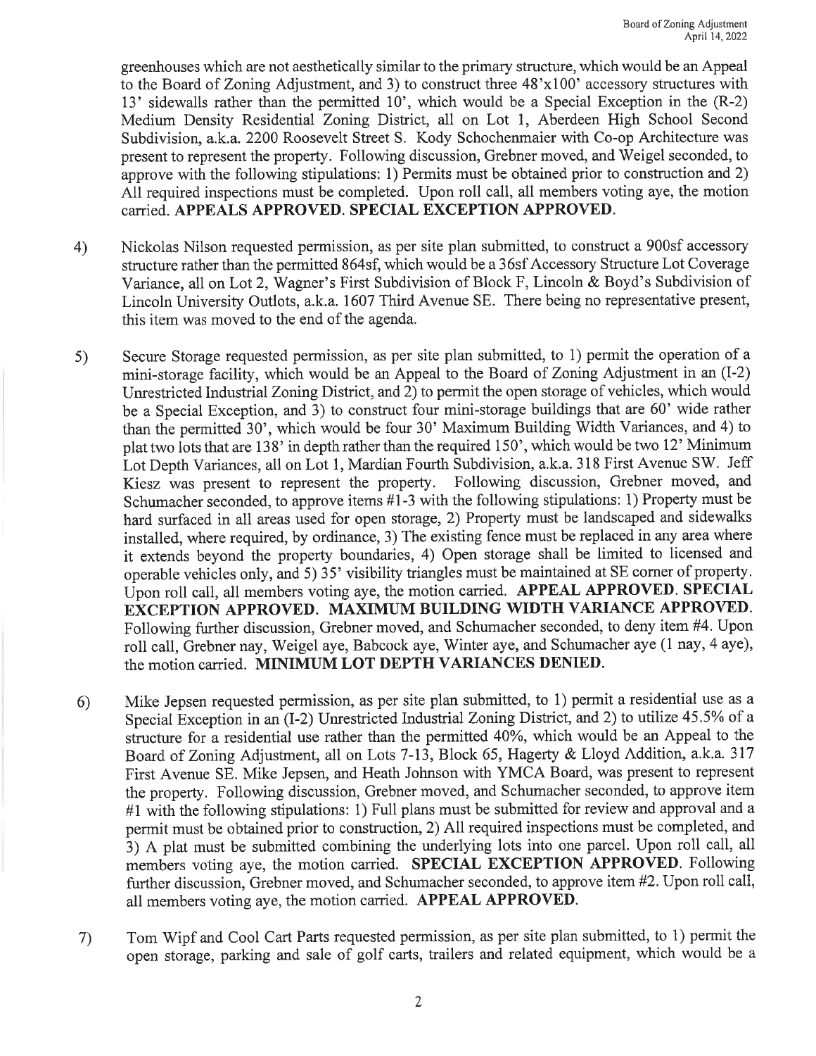greenhouses which are not aesthetically similar to the primary structure, which would be an Appeal to the Board of Zoning Adjustment, and 3) to construct three 48'x100' accessory structures with 13' sidewalls rather than the permitted 10', which would be a Special Exception in the (R-2) Medium Density Residential Zoning District, all on Lot 1, Aberdeen High School Second Subdivision, a.k.a. 2200 Roosevelt Street S. Kody Schochenmaier with Co-op Architecture was present to represent the property. Following discussion, Grebner moved, and Weigel seconded, to approve with the following stipulations: 1) Permits must be obtained prior to construction and 2) All required inspections must be completed. Upon roll call, all members voting aye, the motion carried. **APPEALS APPROVED. SPECIAL EXCEPTION APPROVED.**

4) Nickolas Nilson requested permission, as per site plan submitted, to construct a 900sf accessory structure rather than the permitted 864sf, which would be a 36sf Accessory Structure Lot Coverage Variance, all on Lot 2, Wagner's First Subdivision of Block F, Lincoln & Boyd's Subdivision of Lincoln University Outlots, a.k.a. 1607 Third Avenue SE. There being no representative present, this item was moved to the end of the agenda.

5) Secure Storage requested permission, as per site plan submitted, to 1) permit the operation of a mini-storage facility, which would be an Appeal to the Board of Zoning Adjustment in an (I-2) Unrestricted Industrial Zoning District, and 2) to permit the open storage of vehicles, which would be a Special Exception, and 3) to construct four mini-storage buildings that are 60' wide rather than the permitted 30', which would be four 30' Maximum Building Width Variances, and 4) to plat two lots that are 138' in depth rather than the required 150', which would be two 12' Minimum Lot Depth Variances, all on Lot 1, Mardian Fourth Subdivision, a.k.a. 318 First Avenue SW. Jeff Kiesz was present to represent the property. Following discussion, Grebner moved, and Schumacher seconded, to approve items #1-3 with the following stipulations: 1) Property must be hard surfaced in all areas used for open storage, 2) Property must be landscaped and sidewalks installed, where required, by ordinance, 3) The existing fence must be replaced in any area where it extends beyond the property boundaries, 4) Open storage shall be limited to licensed and operable vehicles only, and 5) 35' visibility triangles must be maintained at SE corner of property. Upon roll call, all members voting aye, the motion carried. **APPEAL APPROVED. SPECIAL EXCEPTION APPROVED. MAXIMUM BUILDING WIDTH VARIANCE APPROVED.** Following further discussion, Grebner moved, and Schumacher seconded, to deny item #4. Upon roll call, Grebner nay, Weigel aye, Babcock aye, Winter aye, and Schumacher aye (1 nay, 4 aye), the motion carried. **MINIMUM LOT DEPTH VARIANCES DENIED.**

6) Mike Jepsen requested permission, as per site plan submitted, to 1) permit a residential use as a Special Exception in an (I-2) Unrestricted Industrial Zoning District, and 2) to utilize 45.5% of a structure for a residential use rather than the permitted 40%, which would be an Appeal to the Board of Zoning Adjustment, all on Lots 7-13, Block 65, Hagerty & Lloyd Addition, a.k.a. 317 First Avenue SE. Mike Jepsen, and Heath Johnson with YMCA Board, was present to represent the property. Following discussion, Grebner moved, and Schumacher seconded, to approve item #1 with the following stipulations: 1) Full plans must be submitted for review and approval and a permit must be obtained prior to construction, 2) All required inspections must be completed, and 3) A plat must be submitted combining the underlying lots into one parcel. Upon roll call, all members voting aye, the motion carried. **SPECIAL EXCEPTION APPROVED.** Following further discussion, Grebner moved, and Schumacher seconded, to approve item #2. Upon roll call, all members voting aye, the motion carried. **APPEAL APPROVED.**

7) Tom Wipf and Cool Cart Parts requested permission, as per site plan submitted, to 1) permit the open storage, parking and sale of golf carts, trailers and related equipment, which would be a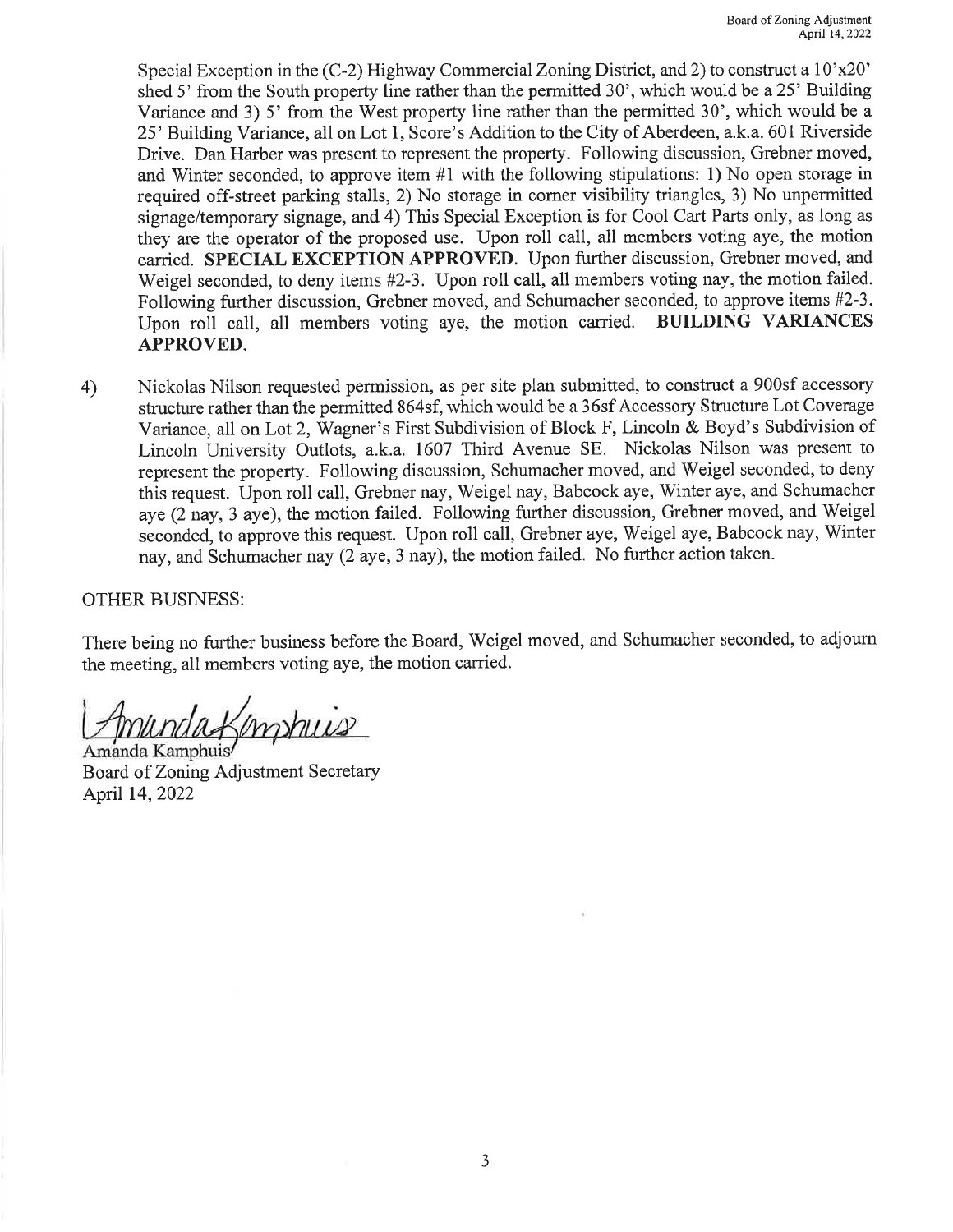Special Exception in the (C-2) Highway Commercial Zoning District, and 2) to construct a 10'x20' shed 5' from the South property line rather than the permitted 30', which would be a 25' Building Variance and 3) 5' from the West property line rather than the permitted 30', which would be a 25' Building Variance, all on Lot 1, Score's Addition to the City of Aberdeen, a.k.a. 601 Riverside Drive. Dan Harber was present to represent the property. Following discussion, Grebner moved, and Winter seconded, to approve item #1 with the following stipulations: 1) No open storage in required off-street parking stalls, 2) No storage in corner visibility triangles, 3) No unpermitted signage/temporary signage, and 4) This Special Exception is for Cool Cart Parts only, as long as they are the operator of the proposed use. Upon roll call, all members voting aye, the motion carried. **SPECIAL EXCEPTION APPROVED.** Upon further discussion, Grebner moved, and Weigel seconded, to deny items #2-3. Upon roll call, all members voting nay, the motion failed. Following further discussion, Grebner moved, and Schumacher seconded, to approve items #2-3. Upon roll call, all members voting aye, the motion carried. **BUILDING VARIANCES APPROVED.**

4) Nickolas Nilson requested permission, as per site plan submitted, to construct a 900sf accessory structure rather than the permitted 864sf, which would be a 36sf Accessory Structure Lot Coverage Variance, all on Lot 2, Wagner's First Subdivision of Block F, Lincoln & Boyd's Subdivision of Lincoln University Outlots, a.k.a. 1607 Third Avenue SE. Nickolas Nilson was present to represent the property. Following discussion, Schumacher moved, and Weigel seconded, to deny this request. Upon roll call, Grebner nay, Weigel nay, Babcock aye, Winter aye, and Schumacher aye (2 nay, 3 aye), the motion failed. Following further discussion, Grebner moved, and Weigel seconded, to approve this request. Upon roll call, Grebner aye, Weigel aye, Babcock nay, Winter nay, and Schumacher nay (2 aye, 3 nay), the motion failed. No further action taken.

OTHER BUSINESS:

There being no further business before the Board, Weigel moved, and Schumacher seconded, to adjourn the meeting, all members voting aye, the motion carried.

Amanda Kamphuis
Board of Zoning Adjustment Secretary
April 14, 2022